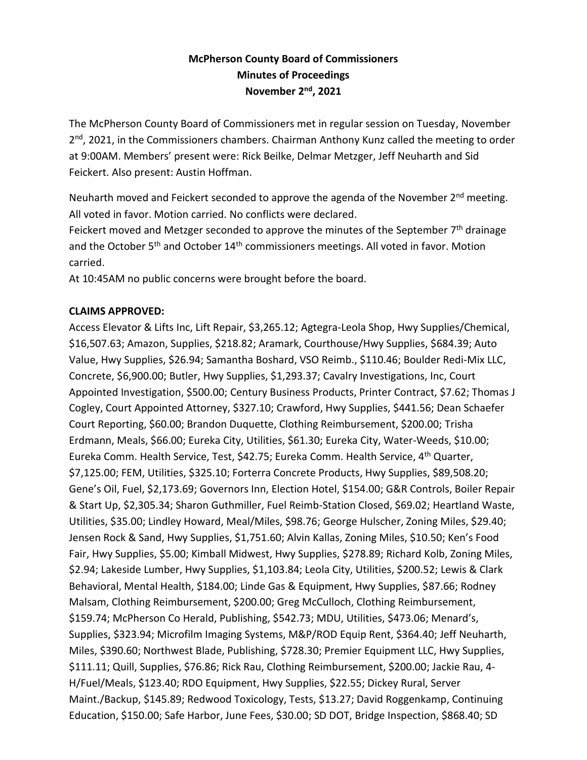**McPherson County Board of Commissioners**
**Minutes of Proceedings**
**November 2nd, 2021**

The McPherson County Board of Commissioners met in regular session on Tuesday, November 2nd, 2021, in the Commissioners chambers. Chairman Anthony Kunz called the meeting to order at 9:00AM. Members' present were: Rick Beilke, Delmar Metzger, Jeff Neuharth and Sid Feickert. Also present: Austin Hoffman.

Neuharth moved and Feickert seconded to approve the agenda of the November 2nd meeting. All voted in favor. Motion carried. No conflicts were declared.

Feickert moved and Metzger seconded to approve the minutes of the September 7th drainage and the October 5th and October 14th commissioners meetings. All voted in favor. Motion carried.

At 10:45AM no public concerns were brought before the board.

**CLAIMS APPROVED:**

Access Elevator & Lifts Inc, Lift Repair, $3,265.12; Agtegra-Leola Shop, Hwy Supplies/Chemical, $16,507.63; Amazon, Supplies, $218.82; Aramark, Courthouse/Hwy Supplies, $684.39; Auto Value, Hwy Supplies, $26.94; Samantha Boshard, VSO Reimb., $110.46; Boulder Redi-Mix LLC, Concrete, $6,900.00; Butler, Hwy Supplies, $1,293.37; Cavalry Investigations, Inc, Court Appointed Investigation, $500.00; Century Business Products, Printer Contract, $7.62; Thomas J Cogley, Court Appointed Attorney, $327.10; Crawford, Hwy Supplies, $441.56; Dean Schaefer Court Reporting, $60.00; Brandon Duquette, Clothing Reimbursement, $200.00; Trisha Erdmann, Meals, $66.00; Eureka City, Utilities, $61.30; Eureka City, Water-Weeds, $10.00; Eureka Comm. Health Service, Test, $42.75; Eureka Comm. Health Service, 4th Quarter, $7,125.00; FEM, Utilities, $325.10; Forterra Concrete Products, Hwy Supplies, $89,508.20; Gene's Oil, Fuel, $2,173.69; Governors Inn, Election Hotel, $154.00; G&R Controls, Boiler Repair & Start Up, $2,305.34; Sharon Guthmiller, Fuel Reimb-Station Closed, $69.02; Heartland Waste, Utilities, $35.00; Lindley Howard, Meal/Miles, $98.76; George Hulscher, Zoning Miles, $29.40; Jensen Rock & Sand, Hwy Supplies, $1,751.60; Alvin Kallas, Zoning Miles, $10.50; Ken's Food Fair, Hwy Supplies, $5.00; Kimball Midwest, Hwy Supplies, $278.89; Richard Kolb, Zoning Miles, $2.94; Lakeside Lumber, Hwy Supplies, $1,103.84; Leola City, Utilities, $200.52; Lewis & Clark Behavioral, Mental Health, $184.00; Linde Gas & Equipment, Hwy Supplies, $87.66; Rodney Malsam, Clothing Reimbursement, $200.00; Greg McCulloch, Clothing Reimbursement, $159.74; McPherson Co Herald, Publishing, $542.73; MDU, Utilities, $473.06; Menard's, Supplies, $323.94; Microfilm Imaging Systems, M&P/ROD Equip Rent, $364.40; Jeff Neuharth, Miles, $390.60; Northwest Blade, Publishing, $728.30; Premier Equipment LLC, Hwy Supplies, $111.11; Quill, Supplies, $76.86; Rick Rau, Clothing Reimbursement, $200.00; Jackie Rau, 4-H/Fuel/Meals, $123.40; RDO Equipment, Hwy Supplies, $22.55; Dickey Rural, Server Maint./Backup, $145.89; Redwood Toxicology, Tests, $13.27; David Roggenkamp, Continuing Education, $150.00; Safe Harbor, June Fees, $30.00; SD DOT, Bridge Inspection, $868.40; SD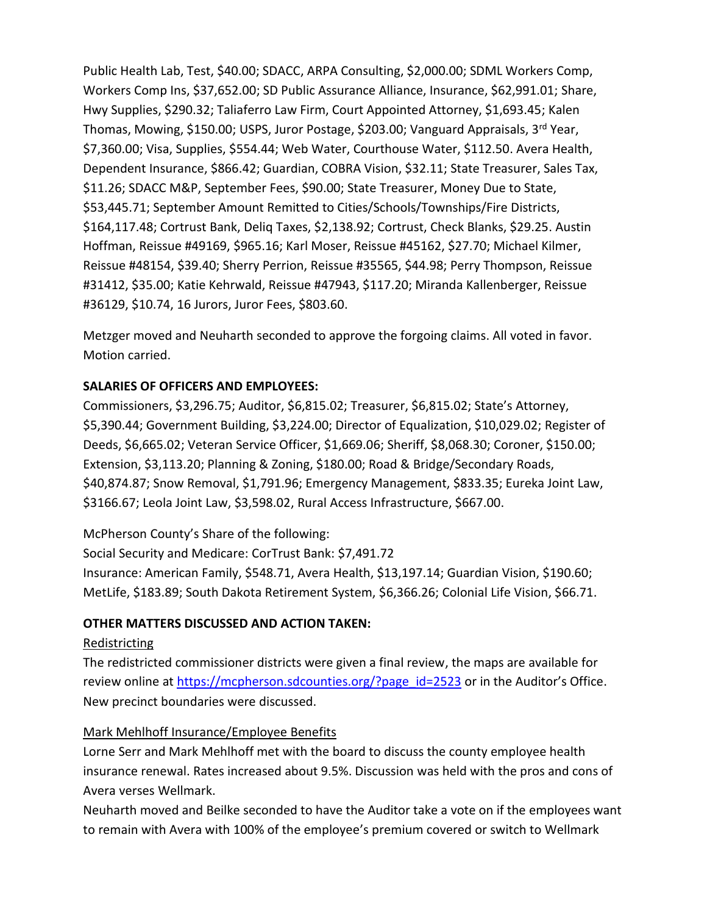Public Health Lab, Test, $40.00; SDACC, ARPA Consulting, $2,000.00; SDML Workers Comp, Workers Comp Ins, $37,652.00; SD Public Assurance Alliance, Insurance, $62,991.01; Share, Hwy Supplies, $290.32; Taliaferro Law Firm, Court Appointed Attorney, $1,693.45; Kalen Thomas, Mowing, $150.00; USPS, Juror Postage, $203.00; Vanguard Appraisals, 3rd Year, $7,360.00; Visa, Supplies, $554.44; Web Water, Courthouse Water, $112.50. Avera Health, Dependent Insurance, $866.42; Guardian, COBRA Vision, $32.11; State Treasurer, Sales Tax, $11.26; SDACC M&P, September Fees, $90.00; State Treasurer, Money Due to State, $53,445.71; September Amount Remitted to Cities/Schools/Townships/Fire Districts, $164,117.48; Cortrust Bank, Deliq Taxes, $2,138.92; Cortrust, Check Blanks, $29.25. Austin Hoffman, Reissue #49169, $965.16; Karl Moser, Reissue #45162, $27.70; Michael Kilmer, Reissue #48154, $39.40; Sherry Perrion, Reissue #35565, $44.98; Perry Thompson, Reissue #31412, $35.00; Katie Kehrwald, Reissue #47943, $117.20; Miranda Kallenberger, Reissue #36129, $10.74, 16 Jurors, Juror Fees, $803.60.

Metzger moved and Neuharth seconded to approve the forgoing claims. All voted in favor. Motion carried.

**SALARIES OF OFFICERS AND EMPLOYEES:**

Commissioners, $3,296.75; Auditor, $6,815.02; Treasurer, $6,815.02; State's Attorney, $5,390.44; Government Building, $3,224.00; Director of Equalization, $10,029.02; Register of Deeds, $6,665.02; Veteran Service Officer, $1,669.06; Sheriff, $8,068.30; Coroner, $150.00; Extension, $3,113.20; Planning & Zoning, $180.00; Road & Bridge/Secondary Roads, $40,874.87; Snow Removal, $1,791.96; Emergency Management, $833.35; Eureka Joint Law, $3166.67; Leola Joint Law, $3,598.02, Rural Access Infrastructure, $667.00.

McPherson County's Share of the following:

Social Security and Medicare: CorTrust Bank: $7,491.72

Insurance: American Family, $548.71, Avera Health, $13,197.14; Guardian Vision, $190.60; MetLife, $183.89; South Dakota Retirement System, $6,366.26; Colonial Life Vision, $66.71.

**OTHER MATTERS DISCUSSED AND ACTION TAKEN:**

Redistricting

The redistricted commissioner districts were given a final review, the maps are available for review online at https://mcpherson.sdcounties.org/?page_id=2523 or in the Auditor's Office. New precinct boundaries were discussed.

Mark Mehlhoff Insurance/Employee Benefits

Lorne Serr and Mark Mehlhoff met with the board to discuss the county employee health insurance renewal. Rates increased about 9.5%. Discussion was held with the pros and cons of Avera verses Wellmark.

Neuharth moved and Beilke seconded to have the Auditor take a vote on if the employees want to remain with Avera with 100% of the employee's premium covered or switch to Wellmark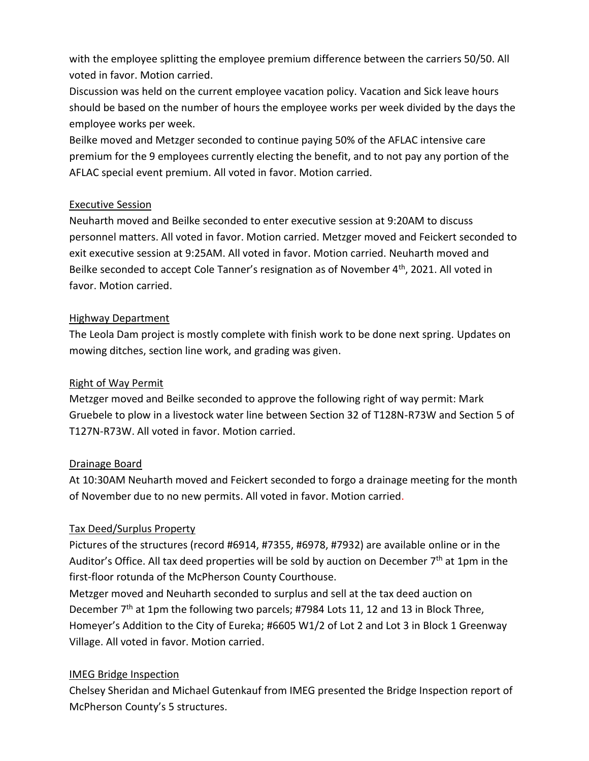with the employee splitting the employee premium difference between the carriers 50/50. All voted in favor. Motion carried.

Discussion was held on the current employee vacation policy. Vacation and Sick leave hours should be based on the number of hours the employee works per week divided by the days the employee works per week.

Beilke moved and Metzger seconded to continue paying 50% of the AFLAC intensive care premium for the 9 employees currently electing the benefit, and to not pay any portion of the AFLAC special event premium. All voted in favor. Motion carried.

## Executive Session

Neuharth moved and Beilke seconded to enter executive session at 9:20AM to discuss personnel matters. All voted in favor. Motion carried. Metzger moved and Feickert seconded to exit executive session at 9:25AM. All voted in favor. Motion carried. Neuharth moved and Beilke seconded to accept Cole Tanner's resignation as of November 4th, 2021. All voted in favor. Motion carried.

## Highway Department

The Leola Dam project is mostly complete with finish work to be done next spring. Updates on mowing ditches, section line work, and grading was given.

## Right of Way Permit

Metzger moved and Beilke seconded to approve the following right of way permit: Mark Gruebele to plow in a livestock water line between Section 32 of T128N-R73W and Section 5 of T127N-R73W. All voted in favor. Motion carried.

## Drainage Board

At 10:30AM Neuharth moved and Feickert seconded to forgo a drainage meeting for the month of November due to no new permits. All voted in favor. Motion carried.

## Tax Deed/Surplus Property

Pictures of the structures (record #6914, #7355, #6978, #7932) are available online or in the Auditor's Office. All tax deed properties will be sold by auction on December 7th at 1pm in the first-floor rotunda of the McPherson County Courthouse.

Metzger moved and Neuharth seconded to surplus and sell at the tax deed auction on December 7th at 1pm the following two parcels; #7984 Lots 11, 12 and 13 in Block Three, Homeyer's Addition to the City of Eureka; #6605 W1/2 of Lot 2 and Lot 3 in Block 1 Greenway Village. All voted in favor. Motion carried.

## IMEG Bridge Inspection

Chelsey Sheridan and Michael Gutenkauf from IMEG presented the Bridge Inspection report of McPherson County's 5 structures.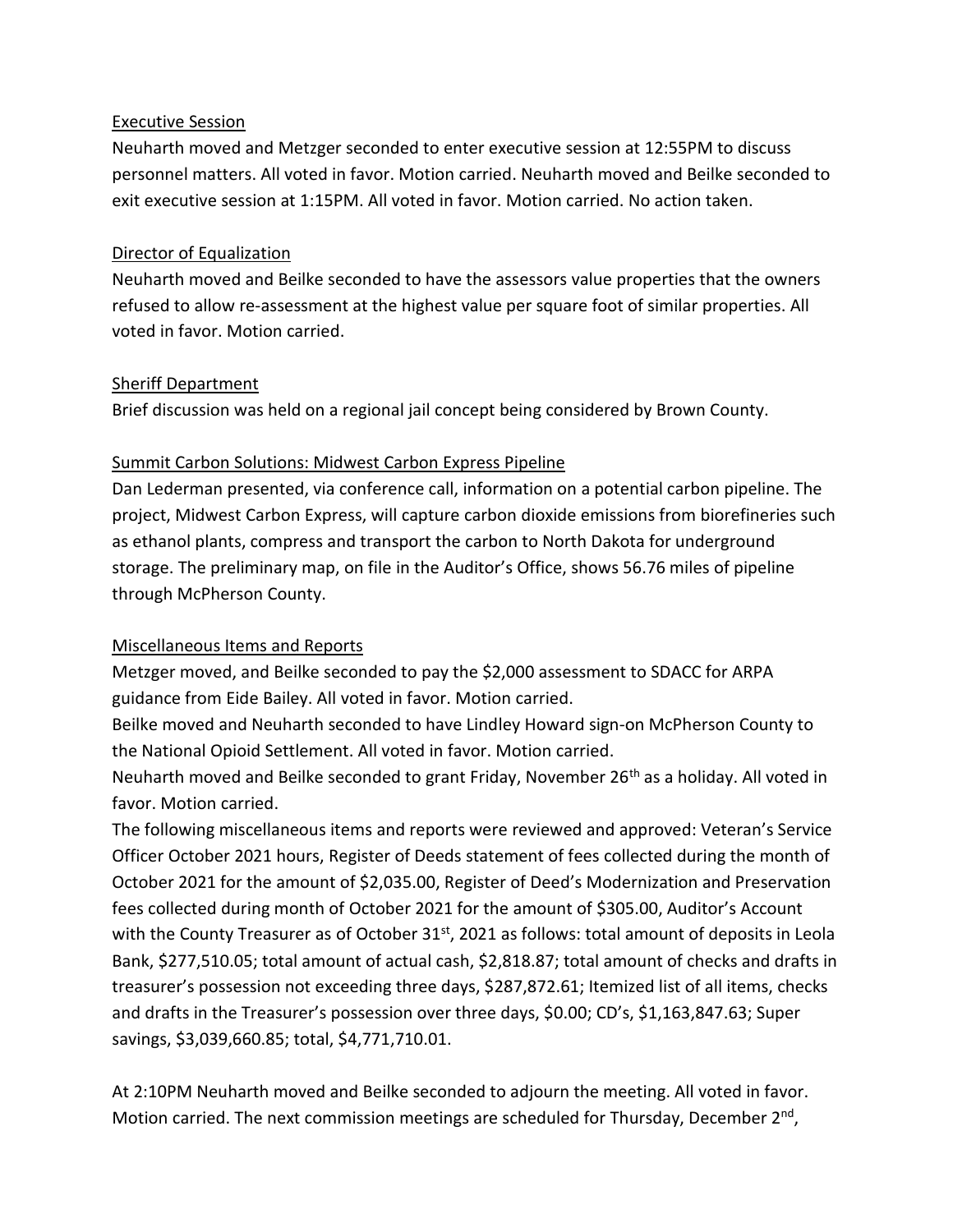Executive Session

Neuharth moved and Metzger seconded to enter executive session at 12:55PM to discuss personnel matters. All voted in favor. Motion carried. Neuharth moved and Beilke seconded to exit executive session at 1:15PM. All voted in favor. Motion carried. No action taken.

Director of Equalization

Neuharth moved and Beilke seconded to have the assessors value properties that the owners refused to allow re-assessment at the highest value per square foot of similar properties. All voted in favor. Motion carried.

Sheriff Department

Brief discussion was held on a regional jail concept being considered by Brown County.

Summit Carbon Solutions: Midwest Carbon Express Pipeline

Dan Lederman presented, via conference call, information on a potential carbon pipeline. The project, Midwest Carbon Express, will capture carbon dioxide emissions from biorefineries such as ethanol plants, compress and transport the carbon to North Dakota for underground storage. The preliminary map, on file in the Auditor's Office, shows 56.76 miles of pipeline through McPherson County.

Miscellaneous Items and Reports

Metzger moved, and Beilke seconded to pay the $2,000 assessment to SDACC for ARPA guidance from Eide Bailey. All voted in favor. Motion carried.

Beilke moved and Neuharth seconded to have Lindley Howard sign-on McPherson County to the National Opioid Settlement. All voted in favor. Motion carried.

Neuharth moved and Beilke seconded to grant Friday, November 26th as a holiday. All voted in favor. Motion carried.

The following miscellaneous items and reports were reviewed and approved: Veteran's Service Officer October 2021 hours, Register of Deeds statement of fees collected during the month of October 2021 for the amount of $2,035.00, Register of Deed's Modernization and Preservation fees collected during month of October 2021 for the amount of $305.00, Auditor's Account with the County Treasurer as of October 31st, 2021 as follows: total amount of deposits in Leola Bank, $277,510.05; total amount of actual cash, $2,818.87; total amount of checks and drafts in treasurer's possession not exceeding three days, $287,872.61; Itemized list of all items, checks and drafts in the Treasurer's possession over three days, $0.00; CD's, $1,163,847.63; Super savings, $3,039,660.85; total, $4,771,710.01.

At 2:10PM Neuharth moved and Beilke seconded to adjourn the meeting. All voted in favor. Motion carried. The next commission meetings are scheduled for Thursday, December 2nd,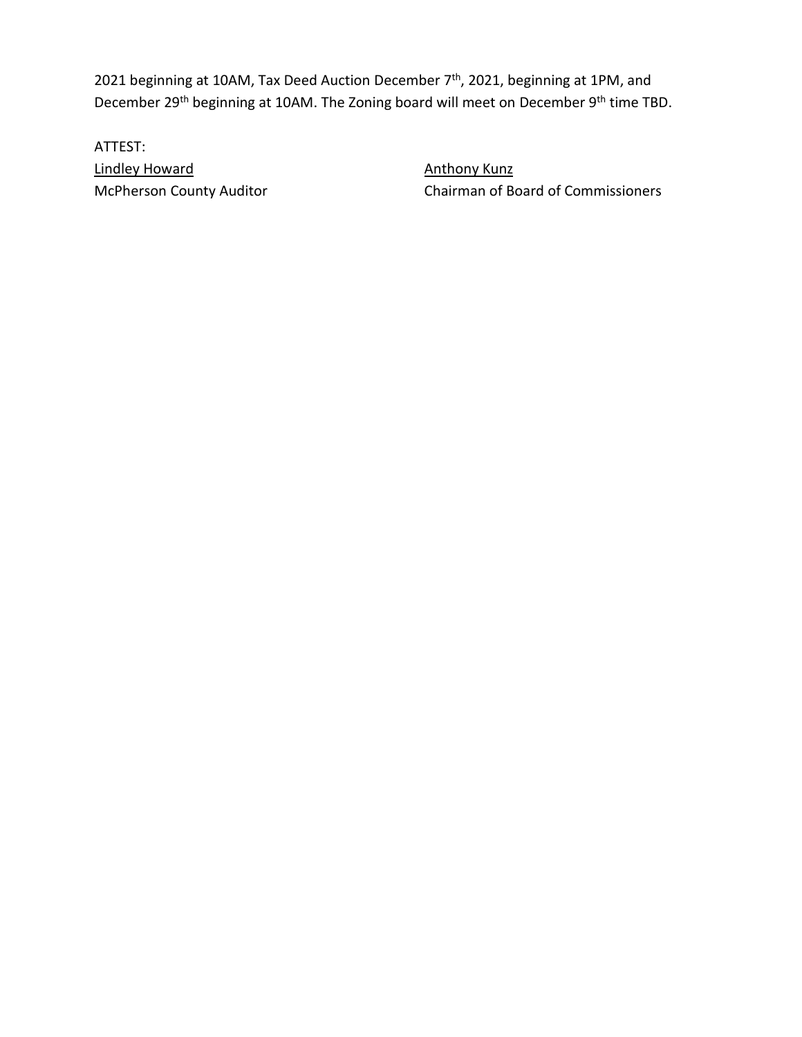2021 beginning at 10AM, Tax Deed Auction December 7th, 2021, beginning at 1PM, and December 29th beginning at 10AM. The Zoning board will meet on December 9th time TBD.

ATTEST:

| | |
|---|---|
| Lindley Howard | Anthony Kunz |
| McPherson County Auditor | Chairman of Board of Commissioners |